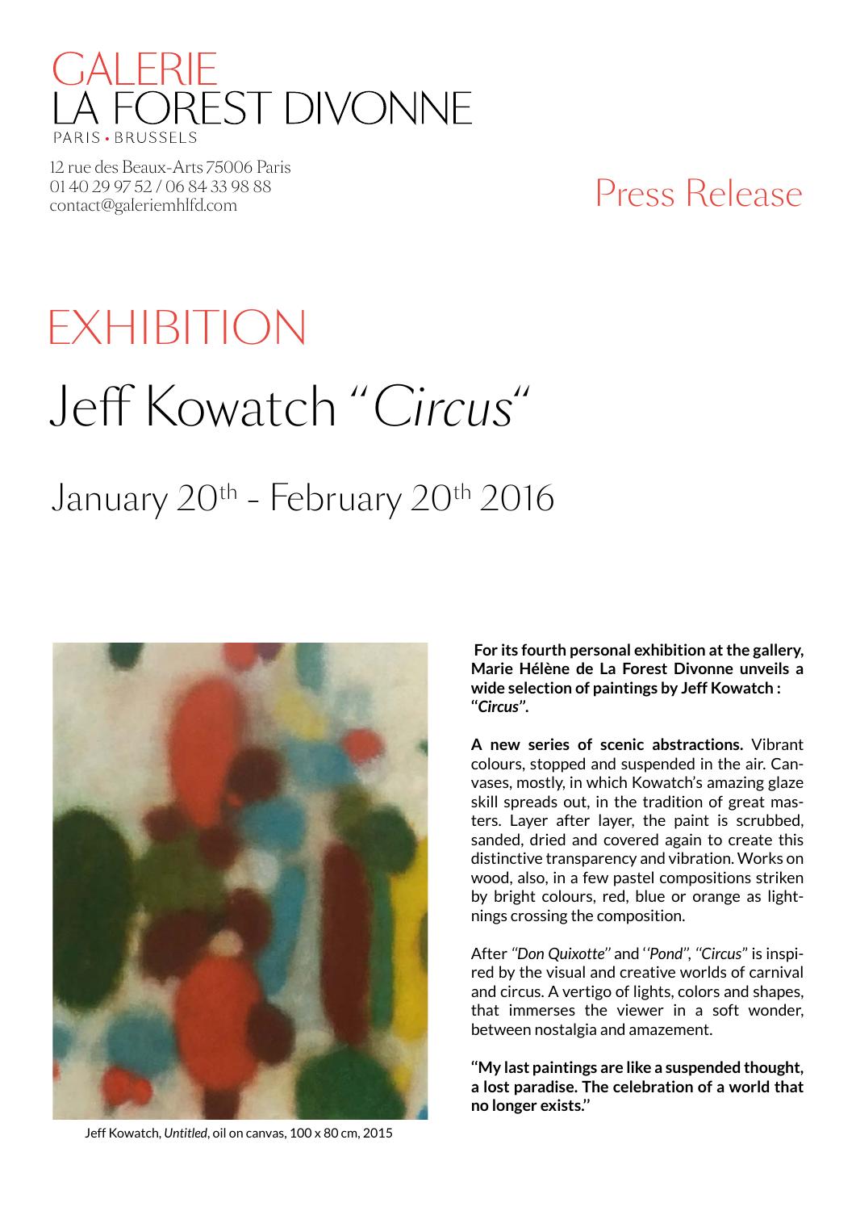GALERIE
LA FOREST DIVONNE
PARIS • BRUSSELS

12 rue des Beaux-Arts 75006 Paris
01 40 29 97 52 / 06 84 33 98 88
contact@galeriemhlfd.com

Press Release

# EXHIBITION

# Jeff Kowatch “*Circus*“

## January 20th - February 20th 2016

Jeff Kowatch, *Untitled*, oil on canvas, 100 x 80 cm, 2015

**For its fourth personal exhibition at the gallery, Marie Hélène de La Forest Divonne unveils a wide selection of paintings by Jeff Kowatch : “*Circus*”.**

**A new series of scenic abstractions.** Vibrant colours, stopped and suspended in the air. Canvases, mostly, in which Kowatch's amazing glaze skill spreads out, in the tradition of great masters. Layer after layer, the paint is scrubbed, sanded, dried and covered again to create this distinctive transparency and vibration. Works on wood, also, in a few pastel compositions striken by bright colours, red, blue or orange as lightnings crossing the composition.

After *“Don Quixotte”* and ‘*‘Pond”*, *“Circus”* is inspired by the visual and creative worlds of carnival and circus. A vertigo of lights, colors and shapes, that immerses the viewer in a soft wonder, between nostalgia and amazement.

**“My last paintings are like a suspended thought, a lost paradise. The celebration of a world that no longer exists.”**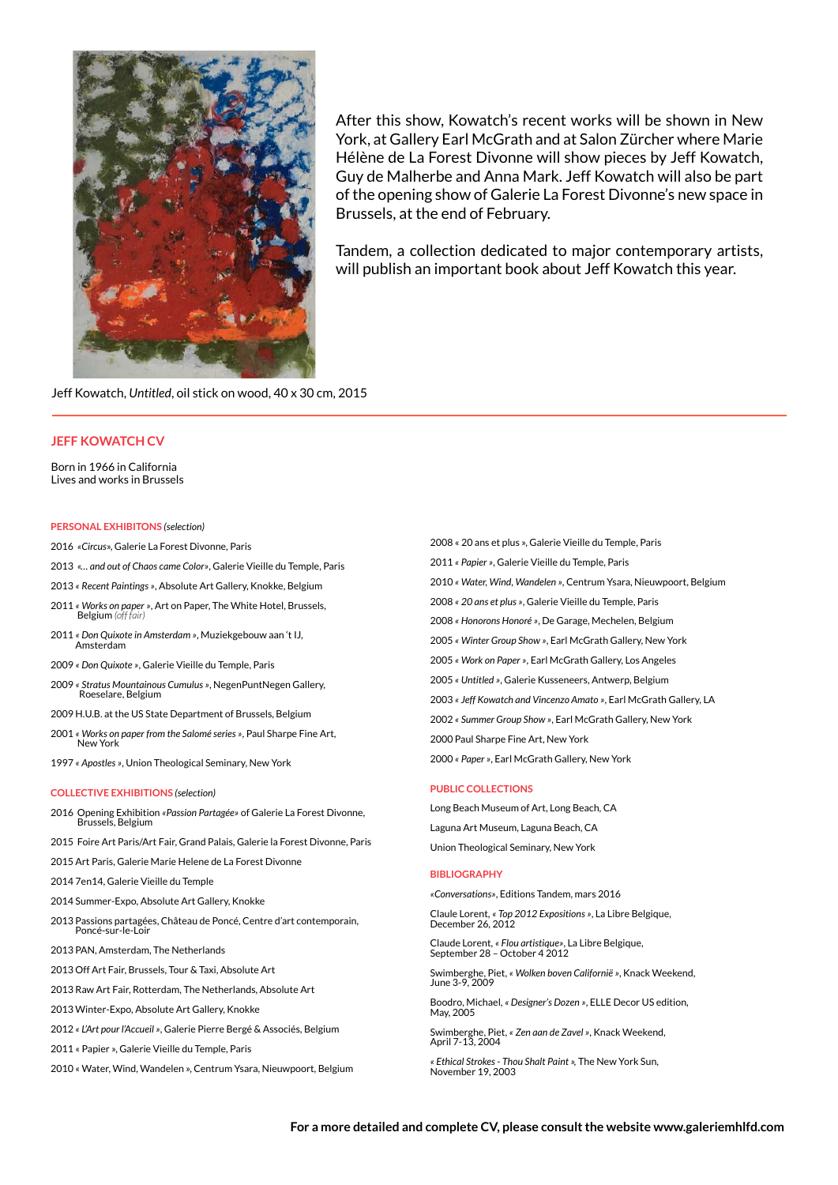After this show, Kowatch's recent works will be shown in New York, at Gallery Earl McGrath and at Salon Zürcher where Marie Hélène de La Forest Divonne will show pieces by Jeff Kowatch, Guy de Malherbe and Anna Mark. Jeff Kowatch will also be part of the opening show of Galerie La Forest Divonne's new space in Brussels, at the end of February.

Tandem, a collection dedicated to major contemporary artists, will publish an important book about Jeff Kowatch this year.

Jeff Kowatch, *Untitled*, oil stick on wood, 40 x 30 cm, 2015

## JEFF KOWATCH CV

Born in 1966 in California
Lives and works in Brussels

### PERSONAL EXHIBITONS *(selection)*

2016 «*Circus*», Galerie La Forest Divonne, Paris

2013 «*... and out of Chaos came Color*», Galerie Vieille du Temple, Paris

2013 « *Recent Paintings* », Absolute Art Gallery, Knokke, Belgium

2011 « *Works on paper* », Art on Paper, The White Hotel, Brussels, Belgium *(off fair)*

2011 « *Don Quixote in Amsterdam* », Muziekgebouw aan 't IJ, Amsterdam

2009 « *Don Quixote* », Galerie Vieille du Temple, Paris

2009 « *Stratus Mountainous Cumulus* », NegenPuntNegen Gallery, Roeselare, Belgium

2009 H.U.B. at the US State Department of Brussels, Belgium

2001 « *Works on paper from the Salomé series* », Paul Sharpe Fine Art, New York

1997 « *Apostles* », Union Theological Seminary, New York

2008 « 20 ans et plus », Galerie Vieille du Temple, Paris

2011 « *Papier* », Galerie Vieille du Temple, Paris

2010 « *Water, Wind, Wandelen* », Centrum Ysara, Nieuwpoort, Belgium

2008 « *20 ans et plus* », Galerie Vieille du Temple, Paris

2008 « *Honorons Honoré* », De Garage, Mechelen, Belgium

2005 « *Winter Group Show* », Earl McGrath Gallery, New York

2005 « *Work on Paper* », Earl McGrath Gallery, Los Angeles

2005 « *Untitled* », Galerie Kusseneers, Antwerp, Belgium

2003 « *Jeff Kowatch and Vincenzo Amato* », Earl McGrath Gallery, LA

2002 « *Summer Group Show* », Earl McGrath Gallery, New York

2000 Paul Sharpe Fine Art, New York

2000 « *Paper* », Earl McGrath Gallery, New York

### COLLECTIVE EXHIBITIONS *(selection)*

2016 Opening Exhibition «*Passion Partagée*» of Galerie La Forest Divonne, Brussels, Belgium

2015 Foire Art Paris/Art Fair, Grand Palais, Galerie la Forest Divonne, Paris

2015 Art Paris, Galerie Marie Helene de La Forest Divonne

2014 7en14, Galerie Vieille du Temple

2014 Summer-Expo, Absolute Art Gallery, Knokke

2013 Passions partagées, Château de Poncé, Centre d'art contemporain, Poncé-sur-le-Loir

2013 PAN, Amsterdam, The Netherlands

2013 Off Art Fair, Brussels, Tour & Taxi, Absolute Art

2013 Raw Art Fair, Rotterdam, The Netherlands, Absolute Art

2013 Winter-Expo, Absolute Art Gallery, Knokke

2012 « *L'Art pour l'Accueil* », Galerie Pierre Bergé & Associés, Belgium

2011 « Papier », Galerie Vieille du Temple, Paris

2010 « Water, Wind, Wandelen », Centrum Ysara, Nieuwpoort, Belgium

### PUBLIC COLLECTIONS

Long Beach Museum of Art, Long Beach, CA

Laguna Art Museum, Laguna Beach, CA

Union Theological Seminary, New York

### BIBLIOGRAPHY

«*Conversations*», Editions Tandem, mars 2016

Claule Lorent, « *Top 2012 Expositions* », La Libre Belgique, December 26, 2012

Claude Lorent, « *Flou artistique*», La Libre Belgique, September 28 – October 4 2012

Swimberghe, Piet, « *Wolken boven Californië* », Knack Weekend, June 3-9, 2009

Boodro, Michael, « *Designer's Dozen* », ELLE Decor US edition, May, 2005

Swimberghe, Piet, « *Zen aan de Zavel* », Knack Weekend, April 7-13, 2004

« *Ethical Strokes - Thou Shalt Paint* », The New York Sun, November 19, 2003

**For a more detailed and complete CV, please consult the website www.galeriemhlfd.com**